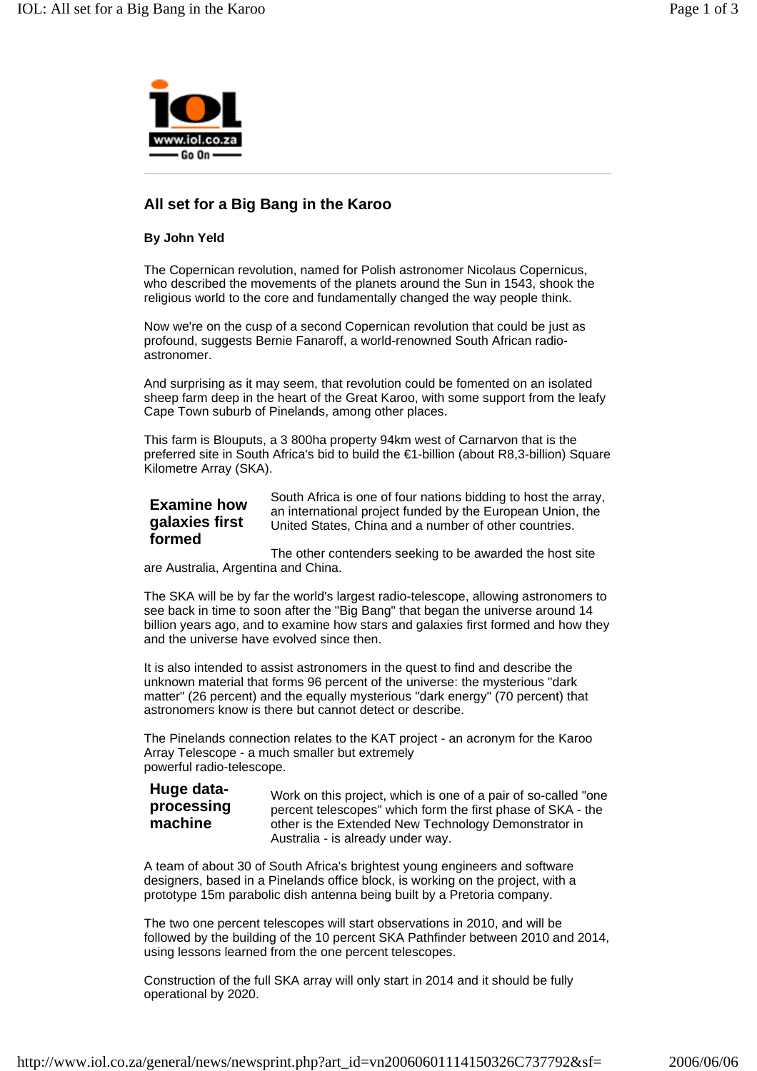# All set for a Big Bang in the Karoo

**By John Yeld**

The Copernican revolution, named for Polish astronomer Nicolaus Copernicus, who described the movements of the planets around the Sun in 1543, shook the religious world to the core and fundamentally changed the way people think.

Now we're on the cusp of a second Copernican revolution that could be just as profound, suggests Bernie Fanaroff, a world-renowned South African radio-astronomer.

And surprising as it may seem, that revolution could be fomented on an isolated sheep farm deep in the heart of the Great Karoo, with some support from the leafy Cape Town suburb of Pinelands, among other places.

This farm is Blouputs, a 3 800ha property 94km west of Carnarvon that is the preferred site in South Africa's bid to build the €1-billion (about R8,3-billion) Square Kilometre Array (SKA).

## Examine how galaxies first formed

South Africa is one of four nations bidding to host the array, an international project funded by the European Union, the United States, China and a number of other countries.

The other contenders seeking to be awarded the host site are Australia, Argentina and China.

The SKA will be by far the world's largest radio-telescope, allowing astronomers to see back in time to soon after the "Big Bang" that began the universe around 14 billion years ago, and to examine how stars and galaxies first formed and how they and the universe have evolved since then.

It is also intended to assist astronomers in the quest to find and describe the unknown material that forms 96 percent of the universe: the mysterious "dark matter" (26 percent) and the equally mysterious "dark energy" (70 percent) that astronomers know is there but cannot detect or describe.

The Pinelands connection relates to the KAT project - an acronym for the Karoo Array Telescope - a much smaller but extremely powerful radio-telescope.

## Huge data-processing machine

Work on this project, which is one of a pair of so-called "one percent telescopes" which form the first phase of SKA - the other is the Extended New Technology Demonstrator in Australia - is already under way.

A team of about 30 of South Africa's brightest young engineers and software designers, based in a Pinelands office block, is working on the project, with a prototype 15m parabolic dish antenna being built by a Pretoria company.

The two one percent telescopes will start observations in 2010, and will be followed by the building of the 10 percent SKA Pathfinder between 2010 and 2014, using lessons learned from the one percent telescopes.

Construction of the full SKA array will only start in 2014 and it should be fully operational by 2020.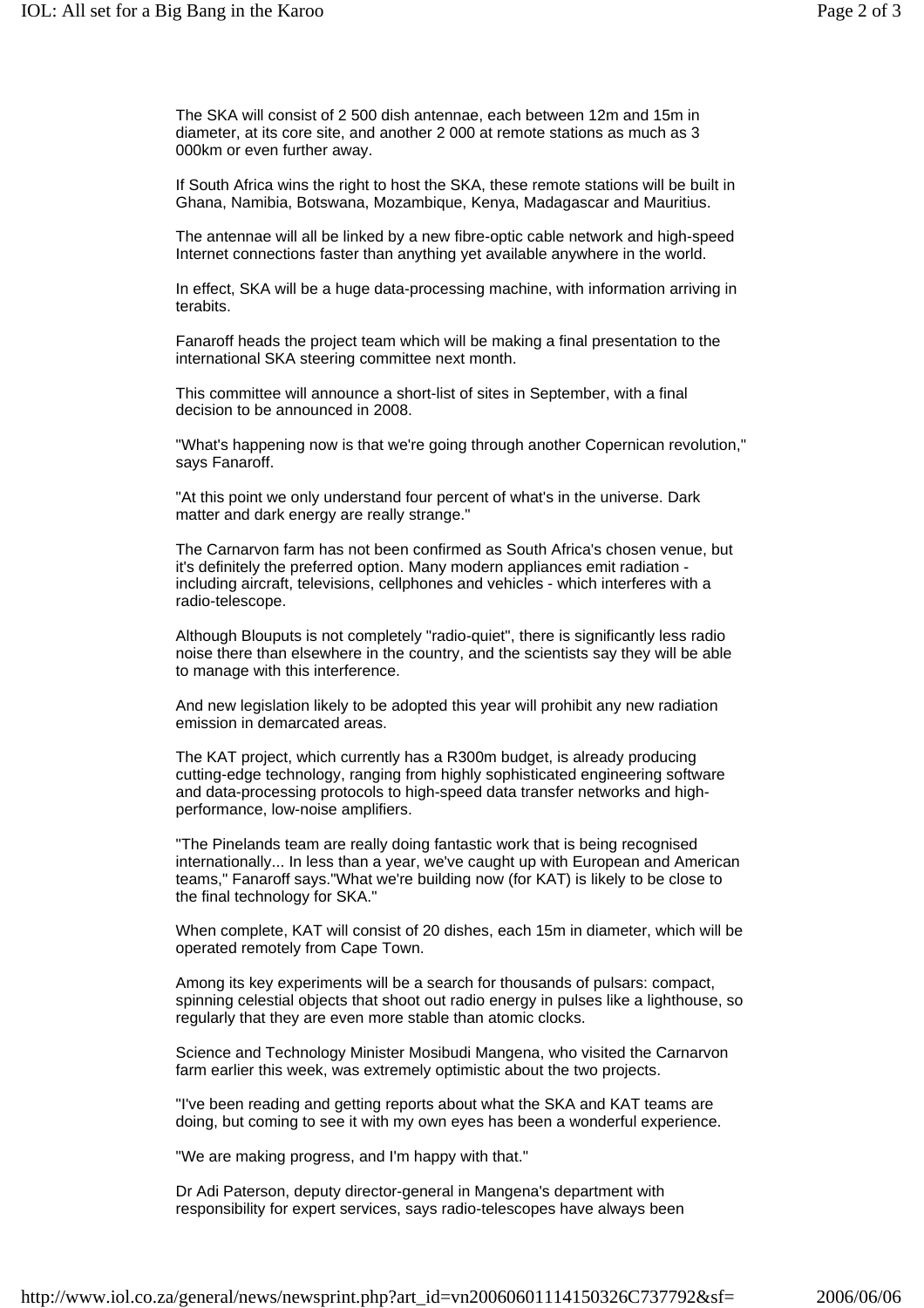The SKA will consist of 2 500 dish antennae, each between 12m and 15m in diameter, at its core site, and another 2 000 at remote stations as much as 3 000km or even further away.

If South Africa wins the right to host the SKA, these remote stations will be built in Ghana, Namibia, Botswana, Mozambique, Kenya, Madagascar and Mauritius.

The antennae will all be linked by a new fibre-optic cable network and high-speed Internet connections faster than anything yet available anywhere in the world.

In effect, SKA will be a huge data-processing machine, with information arriving in terabits.

Fanaroff heads the project team which will be making a final presentation to the international SKA steering committee next month.

This committee will announce a short-list of sites in September, with a final decision to be announced in 2008.

"What's happening now is that we're going through another Copernican revolution," says Fanaroff.

"At this point we only understand four percent of what's in the universe. Dark matter and dark energy are really strange."

The Carnarvon farm has not been confirmed as South Africa's chosen venue, but it's definitely the preferred option. Many modern appliances emit radiation - including aircraft, televisions, cellphones and vehicles - which interferes with a radio-telescope.

Although Blouputs is not completely "radio-quiet", there is significantly less radio noise there than elsewhere in the country, and the scientists say they will be able to manage with this interference.

And new legislation likely to be adopted this year will prohibit any new radiation emission in demarcated areas.

The KAT project, which currently has a R300m budget, is already producing cutting-edge technology, ranging from highly sophisticated engineering software and data-processing protocols to high-speed data transfer networks and high-performance, low-noise amplifiers.

"The Pinelands team are really doing fantastic work that is being recognised internationally... In less than a year, we've caught up with European and American teams," Fanaroff says."What we're building now (for KAT) is likely to be close to the final technology for SKA."

When complete, KAT will consist of 20 dishes, each 15m in diameter, which will be operated remotely from Cape Town.

Among its key experiments will be a search for thousands of pulsars: compact, spinning celestial objects that shoot out radio energy in pulses like a lighthouse, so regularly that they are even more stable than atomic clocks.

Science and Technology Minister Mosibudi Mangena, who visited the Carnarvon farm earlier this week, was extremely optimistic about the two projects.

"I've been reading and getting reports about what the SKA and KAT teams are doing, but coming to see it with my own eyes has been a wonderful experience.

"We are making progress, and I'm happy with that."

Dr Adi Paterson, deputy director-general in Mangena's department with responsibility for expert services, says radio-telescopes have always been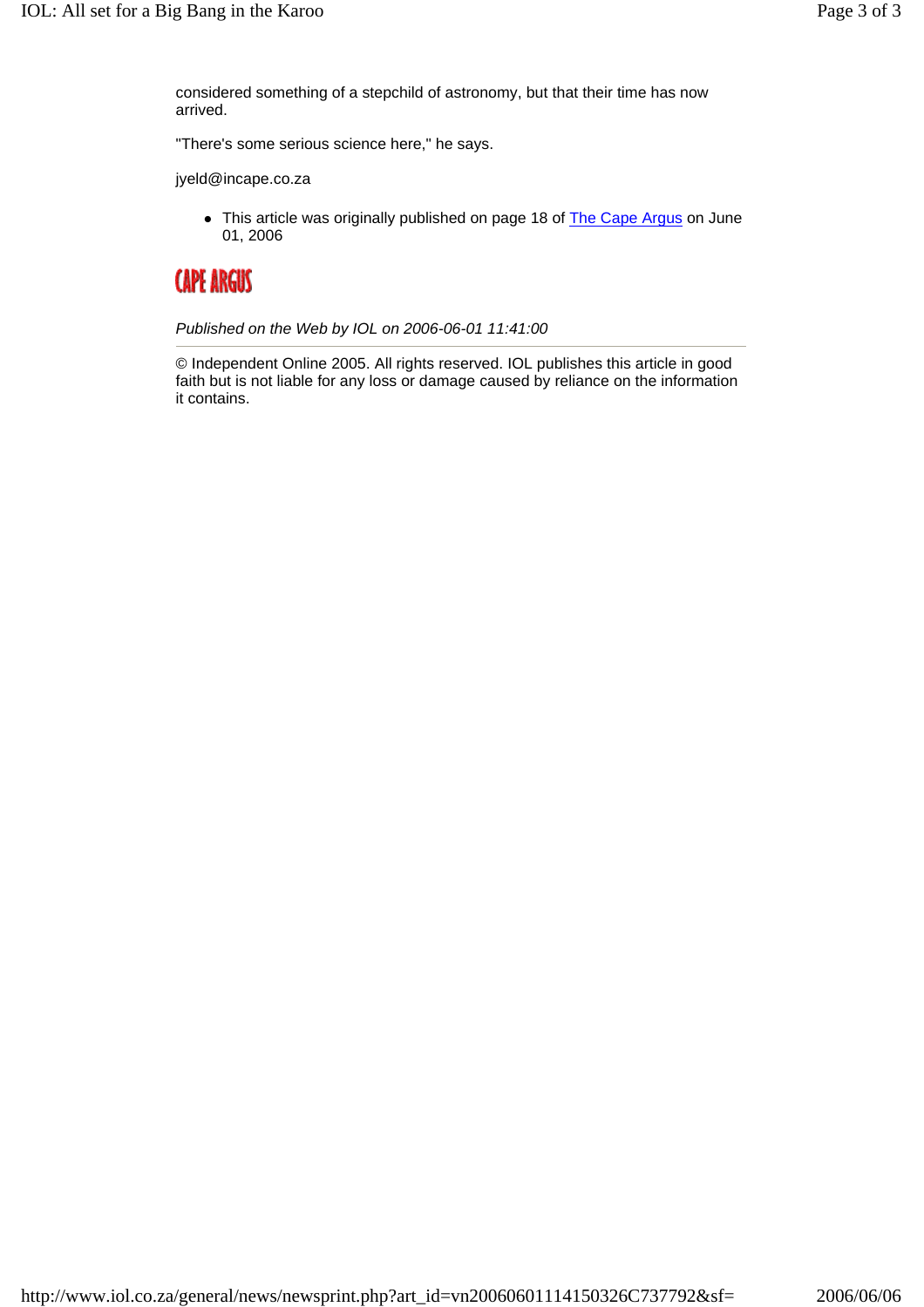considered something of a stepchild of astronomy, but that their time has now arrived.

"There's some serious science here," he says.

jyeld@incape.co.za

- This article was originally published on page 18 of The Cape Argus on June 01, 2006

CAPE ARGUS

*Published on the Web by IOL on 2006-06-01 11:41:00*

---

© Independent Online 2005. All rights reserved. IOL publishes this article in good faith but is not liable for any loss or damage caused by reliance on the information it contains.